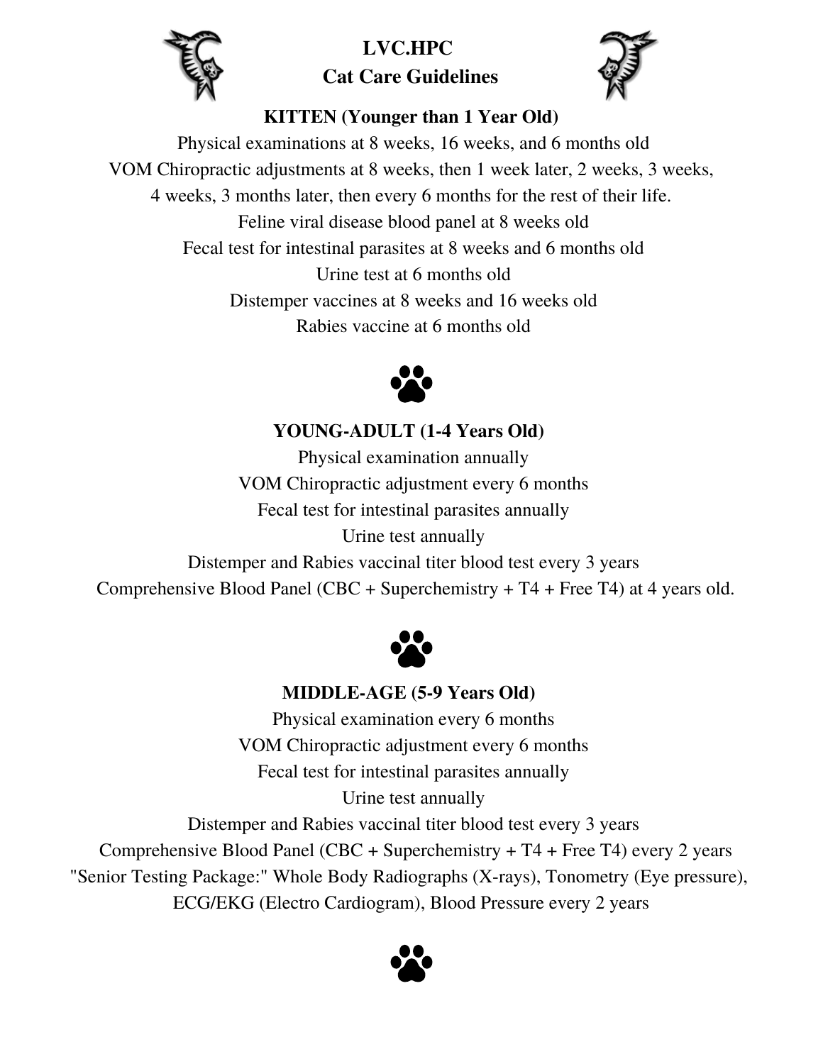# LVC.HPC
# Cat Care Guidelines

## KITTEN (Younger than 1 Year Old)

Physical examinations at 8 weeks, 16 weeks, and 6 months old

VOM Chiropractic adjustments at 8 weeks, then 1 week later, 2 weeks, 3 weeks, 4 weeks, 3 months later, then every 6 months for the rest of their life.

Feline viral disease blood panel at 8 weeks old

Fecal test for intestinal parasites at 8 weeks and 6 months old

Urine test at 6 months old

Distemper vaccines at 8 weeks and 16 weeks old

Rabies vaccine at 6 months old

## YOUNG-ADULT (1-4 Years Old)

Physical examination annually

VOM Chiropractic adjustment every 6 months

Fecal test for intestinal parasites annually

Urine test annually

Distemper and Rabies vaccinal titer blood test every 3 years

Comprehensive Blood Panel (CBC + Superchemistry + T4 + Free T4) at 4 years old.

## MIDDLE-AGE (5-9 Years Old)

Physical examination every 6 months

VOM Chiropractic adjustment every 6 months

Fecal test for intestinal parasites annually

Urine test annually

Distemper and Rabies vaccinal titer blood test every 3 years

Comprehensive Blood Panel (CBC + Superchemistry + T4 + Free T4) every 2 years

"Senior Testing Package:" Whole Body Radiographs (X-rays), Tonometry (Eye pressure), ECG/EKG (Electro Cardiogram), Blood Pressure every 2 years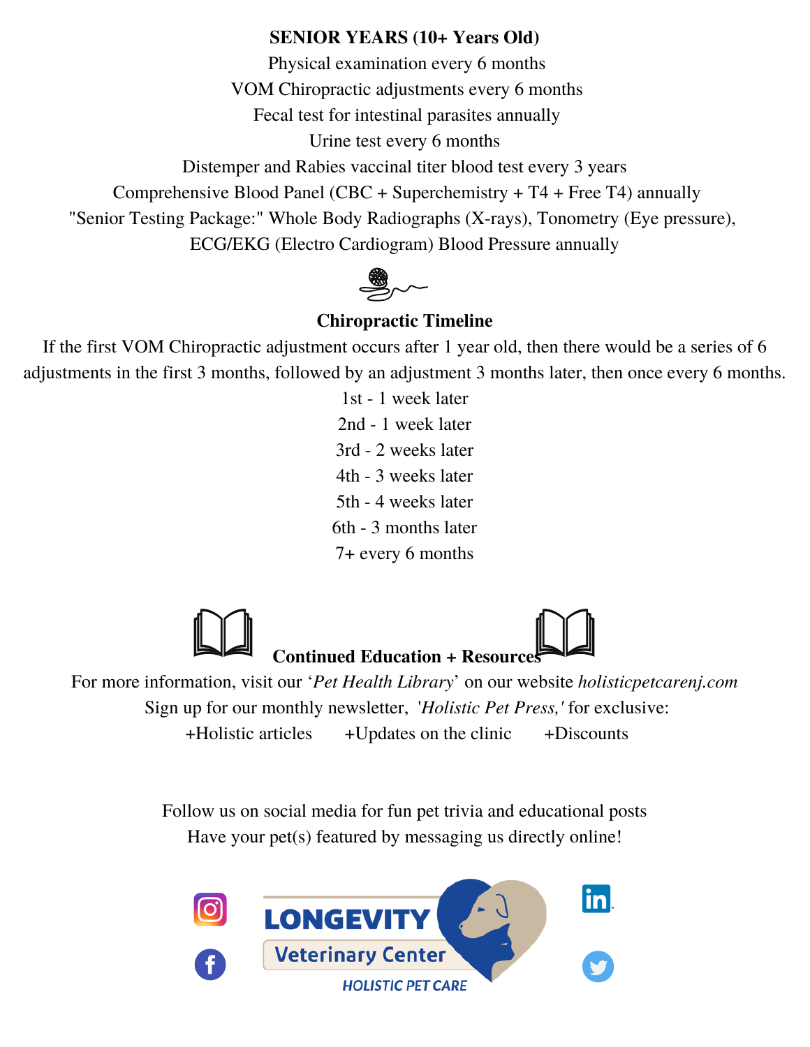## SENIOR YEARS (10+ Years Old)

Physical examination every 6 months

VOM Chiropractic adjustments every 6 months

Fecal test for intestinal parasites annually

Urine test every 6 months

Distemper and Rabies vaccinal titer blood test every 3 years

Comprehensive Blood Panel (CBC + Superchemistry + T4 + Free T4) annually

"Senior Testing Package:" Whole Body Radiographs (X-rays), Tonometry (Eye pressure), ECG/EKG (Electro Cardiogram) Blood Pressure annually

## Chiropractic Timeline

If the first VOM Chiropractic adjustment occurs after 1 year old, then there would be a series of 6 adjustments in the first 3 months, followed by an adjustment 3 months later, then once every 6 months.

1st - 1 week later

2nd - 1 week later

3rd - 2 weeks later

4th - 3 weeks later

5th - 4 weeks later

6th - 3 months later

7+ every 6 months

## Continued Education + Resources

For more information, visit our '*Pet Health Library*' on our website *holisticpetcarenj.com*

Sign up for our monthly newsletter, *'Holistic Pet Press,'* for exclusive:

+Holistic articles +Updates on the clinic +Discounts

Follow us on social media for fun pet trivia and educational posts

Have your pet(s) featured by messaging us directly online!

LONGEVITY Veterinary Center

HOLISTIC PET CARE